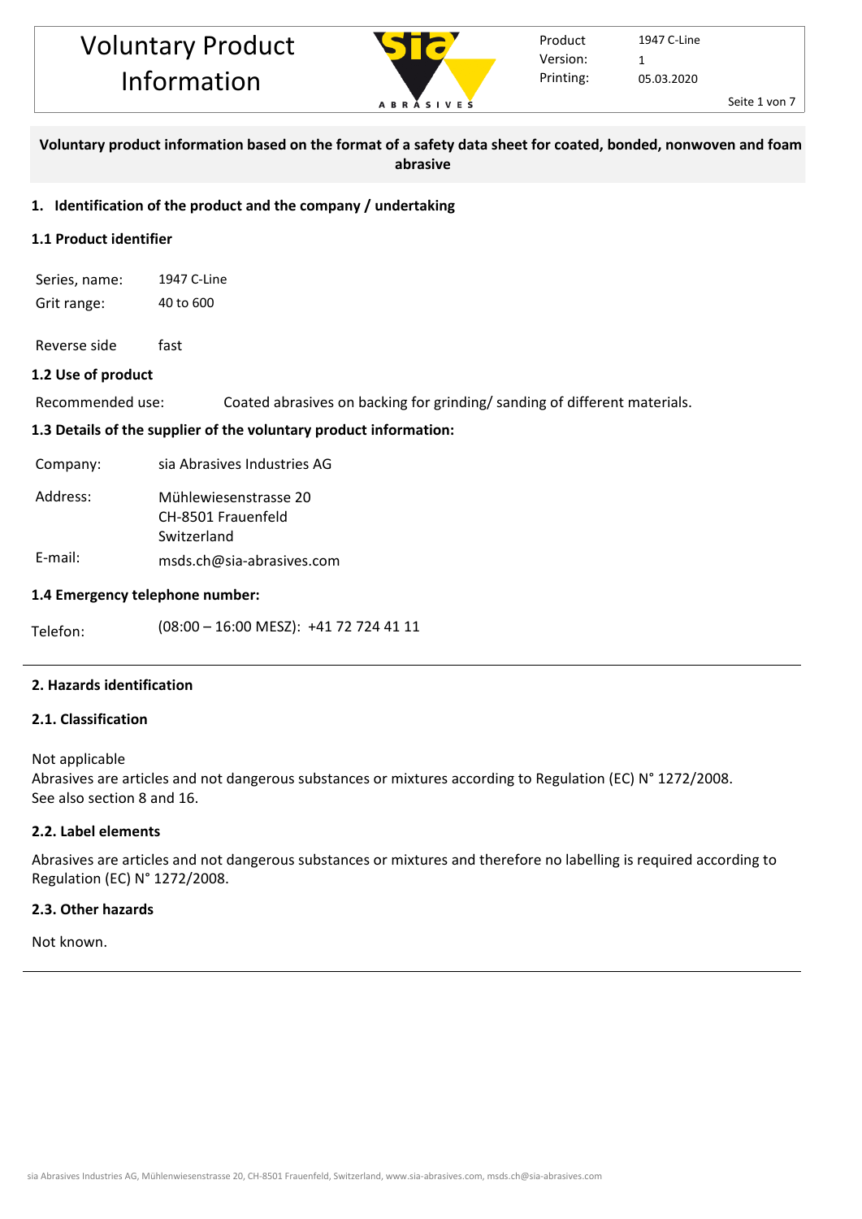# Voluntary Product Information

| | |
|---|---|
| Product | 1947 C-Line |
| Version: | 1 |
| Printing: | 05.03.2020 |

**Voluntary product information based on the format of a safety data sheet for coated, bonded, nonwoven and foam abrasive**

## 1. Identification of the product and the company / undertaking

### 1.1 Product identifier

Series, name: 1947 C-Line
Grit range: 40 to 600

Reverse side fast

### 1.2 Use of product

Recommended use: Coated abrasives on backing for grinding/ sanding of different materials.

### 1.3 Details of the supplier of the voluntary product information:

Company: sia Abrasives Industries AG

Address: Mühlewiesenstrasse 20
CH-8501 Frauenfeld
Switzerland

E-mail: msds.ch@sia-abrasives.com

### 1.4 Emergency telephone number:

Telefon: (08:00 – 16:00 MESZ): +41 72 724 41 11

## 2. Hazards identification

### 2.1. Classification

Not applicable
Abrasives are articles and not dangerous substances or mixtures according to Regulation (EC) N° 1272/2008.
See also section 8 and 16.

### 2.2. Label elements

Abrasives are articles and not dangerous substances or mixtures and therefore no labelling is required according to Regulation (EC) N° 1272/2008.

### 2.3. Other hazards

Not known.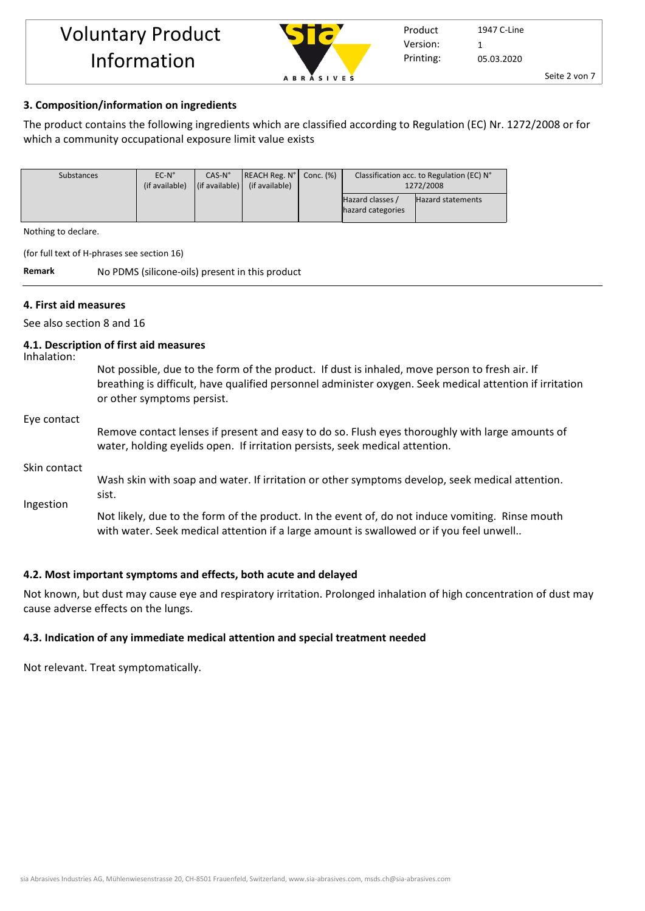## 3. Composition/information on ingredients

The product contains the following ingredients which are classified according to Regulation (EC) Nr. 1272/2008 or for which a community occupational exposure limit value exists

| Substances | EC-N° (if available) | CAS-N° (if available) | REACH Reg. N° (if available) | Conc. (%) | Classification acc. to Regulation (EC) N° 1272/2008 | |
|---|---|---|---|---|---|---|
| | | | | | Hazard classes / hazard categories | Hazard statements |

Nothing to declare.

(for full text of H-phrases see section 16)

**Remark** No PDMS (silicone-oils) present in this product

## 4. First aid measures

See also section 8 and 16

### 4.1. Description of first aid measures

Inhalation:

Not possible, due to the form of the product. If dust is inhaled, move person to fresh air. If breathing is difficult, have qualified personnel administer oxygen. Seek medical attention if irritation or other symptoms persist.

Eye contact

Remove contact lenses if present and easy to do so. Flush eyes thoroughly with large amounts of water, holding eyelids open. If irritation persists, seek medical attention.

Skin contact

Wash skin with soap and water. If irritation or other symptoms develop, seek medical attention. sist.

Ingestion

Not likely, due to the form of the product. In the event of, do not induce vomiting. Rinse mouth with water. Seek medical attention if a large amount is swallowed or if you feel unwell..

### 4.2. Most important symptoms and effects, both acute and delayed

Not known, but dust may cause eye and respiratory irritation. Prolonged inhalation of high concentration of dust may cause adverse effects on the lungs.

### 4.3. Indication of any immediate medical attention and special treatment needed

Not relevant. Treat symptomatically.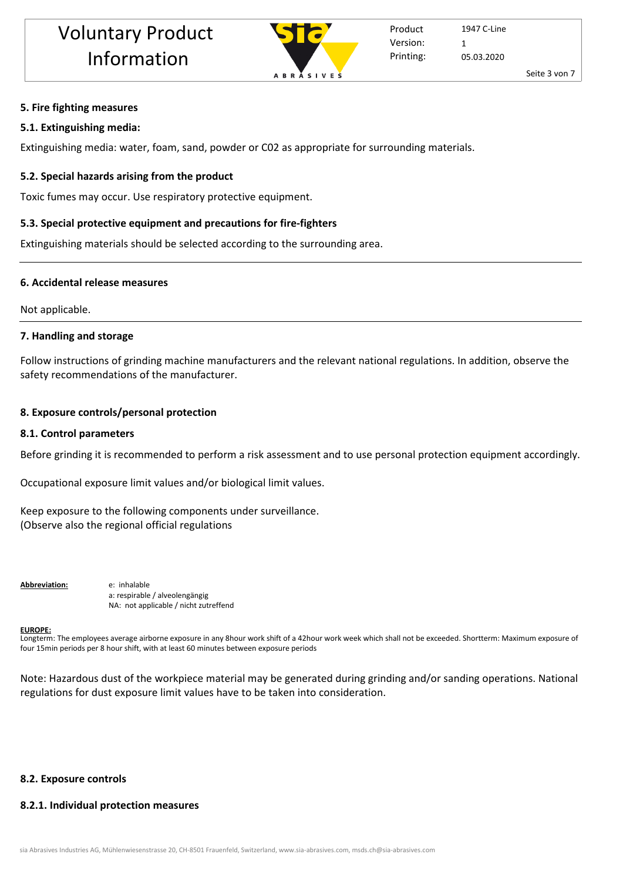## 5. Fire fighting measures

### 5.1. Extinguishing media:

Extinguishing media: water, foam, sand, powder or C02 as appropriate for surrounding materials.

### 5.2. Special hazards arising from the product

Toxic fumes may occur. Use respiratory protective equipment.

### 5.3. Special protective equipment and precautions for fire-fighters

Extinguishing materials should be selected according to the surrounding area.

---

## 6. Accidental release measures

Not applicable.

---

## 7. Handling and storage

Follow instructions of grinding machine manufacturers and the relevant national regulations. In addition, observe the safety recommendations of the manufacturer.

## 8. Exposure controls/personal protection

### 8.1. Control parameters

Before grinding it is recommended to perform a risk assessment and to use personal protection equipment accordingly.

Occupational exposure limit values and/or biological limit values.

Keep exposure to the following components under surveillance.
(Observe also the regional official regulations

**Abbreviation:**
e: inhalable
a: respirable / alveolengängig
NA: not applicable / nicht zutreffend

**EUROPE:**
Longterm: The employees average airborne exposure in any 8hour work shift of a 42hour work week which shall not be exceeded. Shortterm: Maximum exposure of four 15min periods per 8 hour shift, with at least 60 minutes between exposure periods

Note: Hazardous dust of the workpiece material may be generated during grinding and/or sanding operations. National regulations for dust exposure limit values have to be taken into consideration.

### 8.2. Exposure controls

#### 8.2.1. Individual protection measures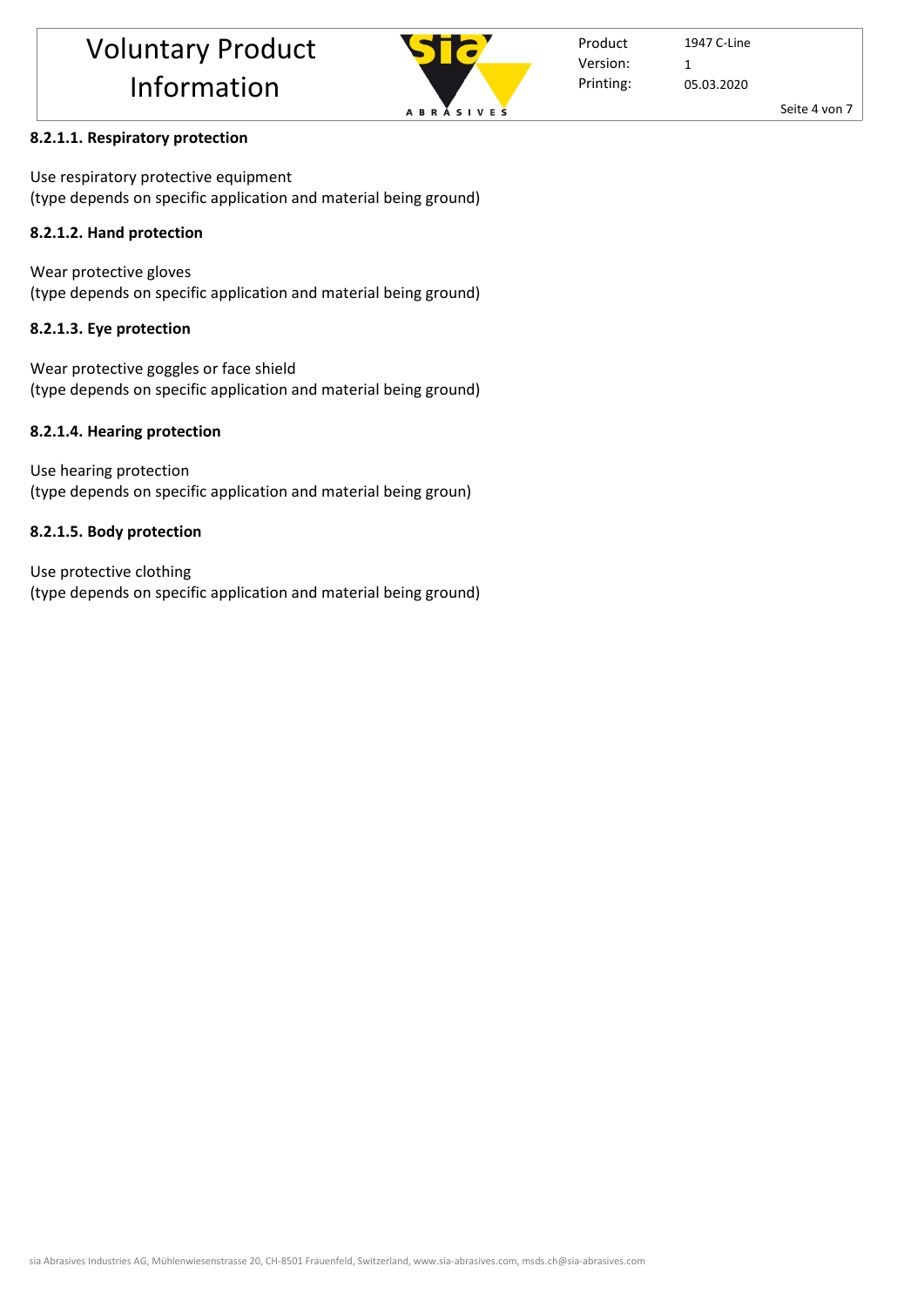#### 8.2.1.1. Respiratory protection

Use respiratory protective equipment
(type depends on specific application and material being ground)

#### 8.2.1.2. Hand protection

Wear protective gloves
(type depends on specific application and material being ground)

#### 8.2.1.3. Eye protection

Wear protective goggles or face shield
(type depends on specific application and material being ground)

#### 8.2.1.4. Hearing protection

Use hearing protection
(type depends on specific application and material being groun)

#### 8.2.1.5. Body protection

Use protective clothing
(type depends on specific application and material being ground)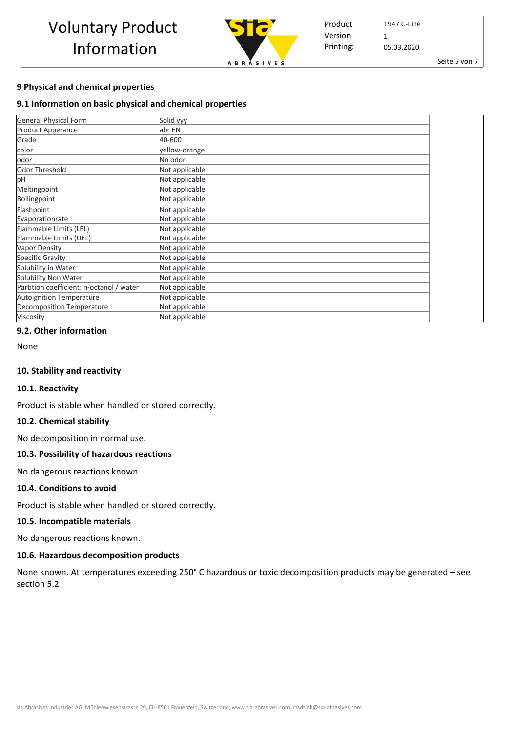## 9 Physical and chemical properties

### 9.1 Information on basic physical and chemical properties

| General Physical Form | Solid yyy |
|---|---|
| Product Apperance | abr EN |
| Grade | 40-600 |
| color | yellow-orange |
| odor | No odor |
| Odor Threshold | Not applicable |
| pH | Not applicable |
| Meltingpoint | Not applicable |
| Boilingpoint | Not applicable |
| Flashpoint | Not applicable |
| Evaporationrate | Not applicable |
| Flammable Limits (LEL) | Not applicable |
| Flammable Limits (UEL) | Not applicable |
| Vapor Density | Not applicable |
| Specific Gravity | Not applicable |
| Solubility in Water | Not applicable |
| Solubility Non Water | Not applicable |
| Partition coefficient: n-octanol / water | Not applicable |
| Autoignition Temperature | Not applicable |
| Decomposition Temperature | Not applicable |
| Viscosity | Not applicable |

### 9.2. Other information

None

## 10. Stability and reactivity

### 10.1. Reactivity

Product is stable when handled or stored correctly.

### 10.2. Chemical stability

No decomposition in normal use.

### 10.3. Possibility of hazardous reactions

No dangerous reactions known.

### 10.4. Conditions to avoid

Product is stable when handled or stored correctly.

### 10.5. Incompatible materials

No dangerous reactions known.

### 10.6. Hazardous decomposition products

None known. At temperatures exceeding 250° C hazardous or toxic decomposition products may be generated – see section 5.2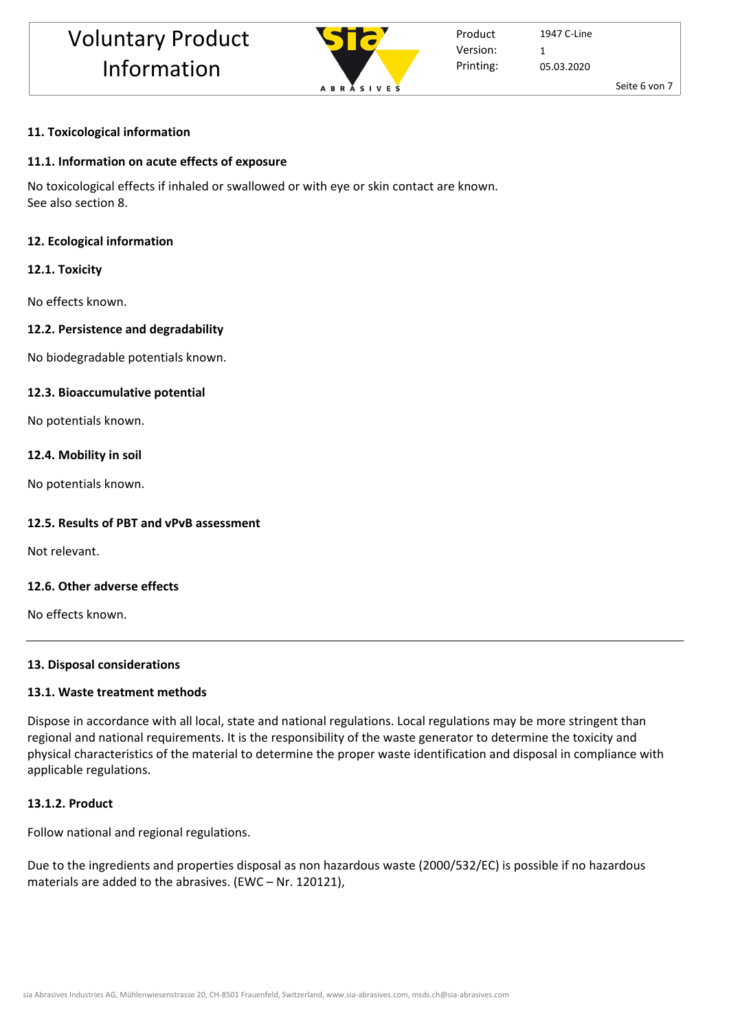## 11. Toxicological information

### 11.1. Information on acute effects of exposure

No toxicological effects if inhaled or swallowed or with eye or skin contact are known.
See also section 8.

## 12. Ecological information

### 12.1. Toxicity

No effects known.

### 12.2. Persistence and degradability

No biodegradable potentials known.

### 12.3. Bioaccumulative potential

No potentials known.

### 12.4. Mobility in soil

No potentials known.

### 12.5. Results of PBT and vPvB assessment

Not relevant.

### 12.6. Other adverse effects

No effects known.

---

## 13. Disposal considerations

### 13.1. Waste treatment methods

Dispose in accordance with all local, state and national regulations. Local regulations may be more stringent than regional and national requirements. It is the responsibility of the waste generator to determine the toxicity and physical characteristics of the material to determine the proper waste identification and disposal in compliance with applicable regulations.

#### 13.1.2. Product

Follow national and regional regulations.

Due to the ingredients and properties disposal as non hazardous waste (2000/532/EC) is possible if no hazardous materials are added to the abrasives. (EWC – Nr. 120121),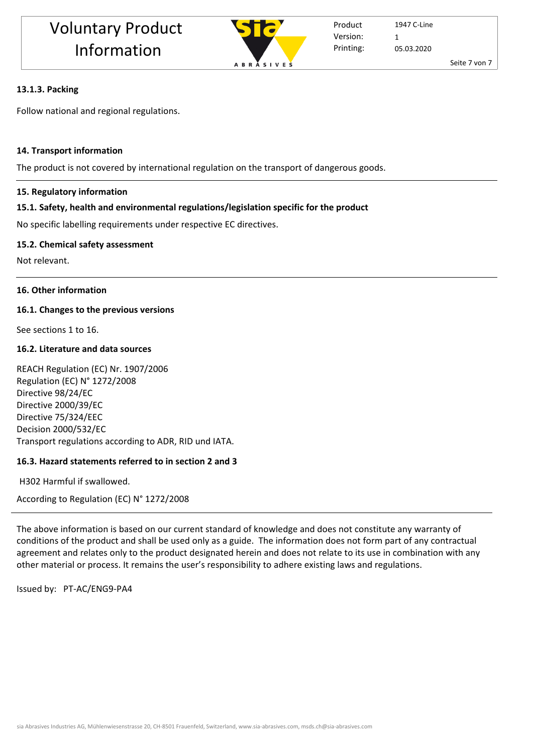#### 13.1.3. Packing

Follow national and regional regulations.

## 14. Transport information

The product is not covered by international regulation on the transport of dangerous goods.

## 15. Regulatory information

### 15.1. Safety, health and environmental regulations/legislation specific for the product

No specific labelling requirements under respective EC directives.

### 15.2. Chemical safety assessment

Not relevant.

## 16. Other information

### 16.1. Changes to the previous versions

See sections 1 to 16.

### 16.2. Literature and data sources

REACH Regulation (EC) Nr. 1907/2006
Regulation (EC) N° 1272/2008
Directive 98/24/EC
Directive 2000/39/EC
Directive 75/324/EEC
Decision 2000/532/EC
Transport regulations according to ADR, RID und IATA.

### 16.3. Hazard statements referred to in section 2 and 3

H302 Harmful if swallowed.

According to Regulation (EC) N° 1272/2008

The above information is based on our current standard of knowledge and does not constitute any warranty of conditions of the product and shall be used only as a guide. The information does not form part of any contractual agreement and relates only to the product designated herein and does not relate to its use in combination with any other material or process. It remains the user's responsibility to adhere existing laws and regulations.

Issued by: PT-AC/ENG9-PA4